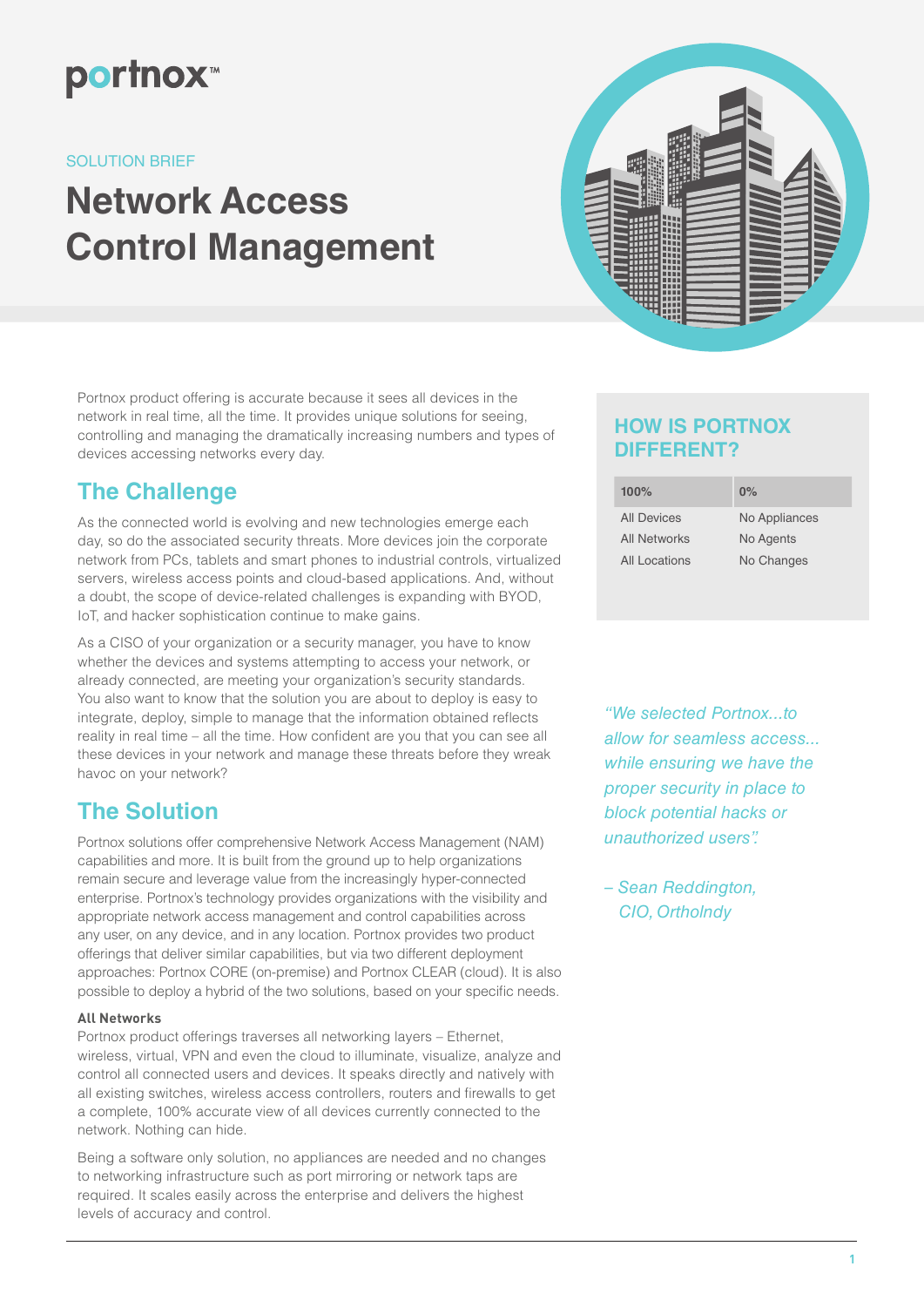portnox™

SOLUTION BRIEF

# Network Access Control Management

Portnox product offering is accurate because it sees all devices in the network in real time, all the time. It provides unique solutions for seeing, controlling and managing the dramatically increasing numbers and types of devices accessing networks every day.

## The Challenge

As the connected world is evolving and new technologies emerge each day, so do the associated security threats. More devices join the corporate network from PCs, tablets and smart phones to industrial controls, virtualized servers, wireless access points and cloud-based applications. And, without a doubt, the scope of device-related challenges is expanding with BYOD, IoT, and hacker sophistication continue to make gains.

As a CISO of your organization or a security manager, you have to know whether the devices and systems attempting to access your network, or already connected, are meeting your organization's security standards. You also want to know that the solution you are about to deploy is easy to integrate, deploy, simple to manage that the information obtained reflects reality in real time – all the time. How confident are you that you can see all these devices in your network and manage these threats before they wreak havoc on your network?

## The Solution

Portnox solutions offer comprehensive Network Access Management (NAM) capabilities and more. It is built from the ground up to help organizations remain secure and leverage value from the increasingly hyper-connected enterprise. Portnox's technology provides organizations with the visibility and appropriate network access management and control capabilities across any user, on any device, and in any location. Portnox provides two product offerings that deliver similar capabilities, but via two different deployment approaches: Portnox CORE (on-premise) and Portnox CLEAR (cloud). It is also possible to deploy a hybrid of the two solutions, based on your specific needs.

**All Networks**

Portnox product offerings traverses all networking layers – Ethernet, wireless, virtual, VPN and even the cloud to illuminate, visualize, analyze and control all connected users and devices. It speaks directly and natively with all existing switches, wireless access controllers, routers and firewalls to get a complete, 100% accurate view of all devices currently connected to the network. Nothing can hide.

Being a software only solution, no appliances are needed and no changes to networking infrastructure such as port mirroring or network taps are required. It scales easily across the enterprise and delivers the highest levels of accuracy and control.

### HOW IS PORTNOX DIFFERENT?

| 100% | 0% |
|---|---|
| All Devices | No Appliances |
| All Networks | No Agents |
| All Locations | No Changes |

*"We selected Portnox...to allow for seamless access... while ensuring we have the proper security in place to block potential hacks or unauthorized users".*

*– Sean Reddington, CIO, Ortholndy*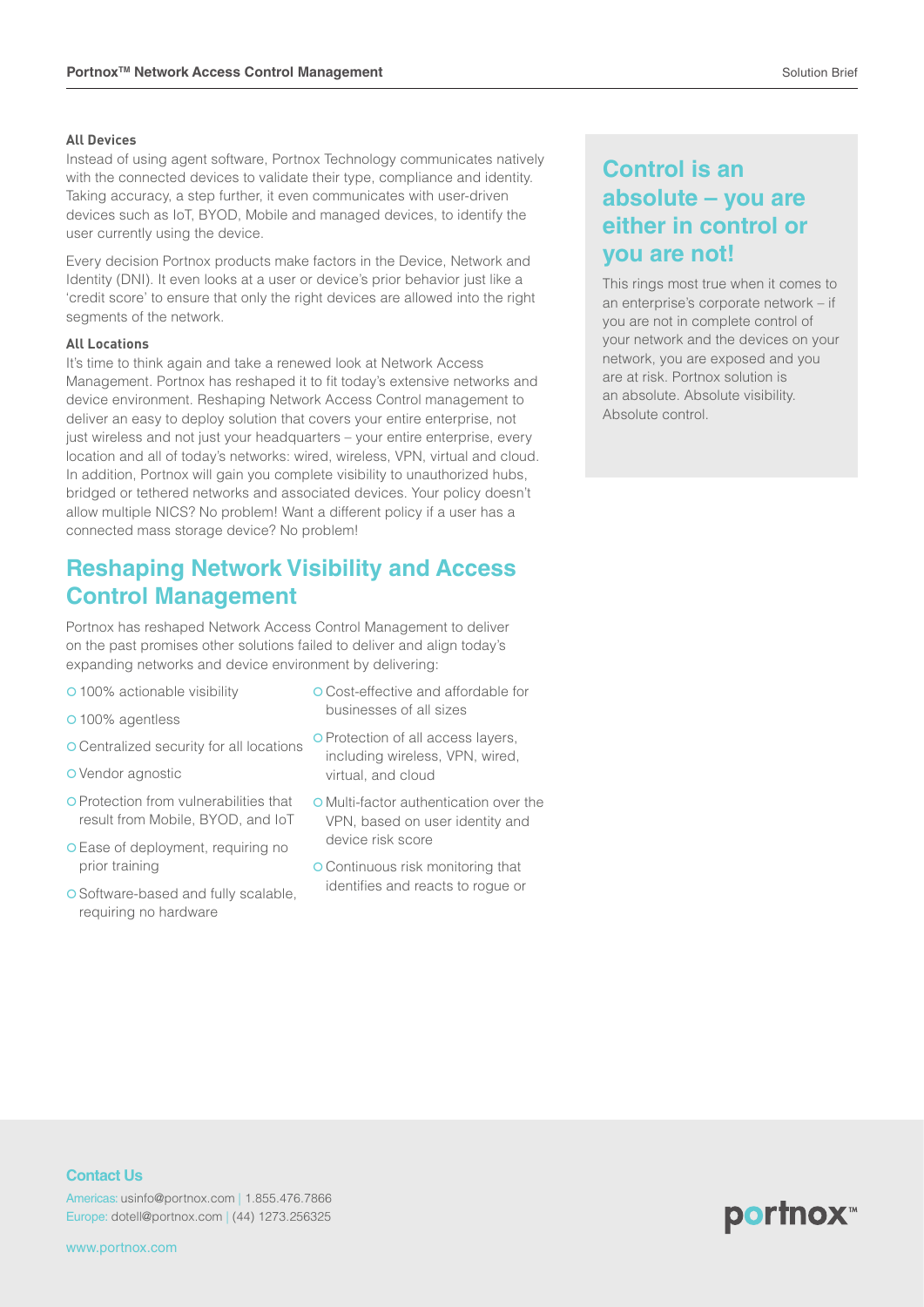**All Devices**

Instead of using agent software, Portnox Technology communicates natively with the connected devices to validate their type, compliance and identity. Taking accuracy, a step further, it even communicates with user-driven devices such as IoT, BYOD, Mobile and managed devices, to identify the user currently using the device.

Every decision Portnox products make factors in the Device, Network and Identity (DNI). It even looks at a user or device's prior behavior just like a 'credit score' to ensure that only the right devices are allowed into the right segments of the network.

**All Locations**

It's time to think again and take a renewed look at Network Access Management. Portnox has reshaped it to fit today's extensive networks and device environment. Reshaping Network Access Control management to deliver an easy to deploy solution that covers your entire enterprise, not just wireless and not just your headquarters – your entire enterprise, every location and all of today's networks: wired, wireless, VPN, virtual and cloud. In addition, Portnox will gain you complete visibility to unauthorized hubs, bridged or tethered networks and associated devices. Your policy doesn't allow multiple NICS? No problem! Want a different policy if a user has a connected mass storage device? No problem!

## Reshaping Network Visibility and Access Control Management

Portnox has reshaped Network Access Control Management to deliver on the past promises other solutions failed to deliver and align today's expanding networks and device environment by delivering:

- 100% actionable visibility
- 100% agentless
- Centralized security for all locations
- Vendor agnostic
- Protection from vulnerabilities that result from Mobile, BYOD, and IoT
- Ease of deployment, requiring no prior training
- Software-based and fully scalable, requiring no hardware
- Cost-effective and affordable for businesses of all sizes
- Protection of all access layers, including wireless, VPN, wired, virtual, and cloud
- Multi-factor authentication over the VPN, based on user identity and device risk score
- Continuous risk monitoring that identifies and reacts to rogue or

## Control is an absolute – you are either in control or you are not!

This rings most true when it comes to an enterprise's corporate network – if you are not in complete control of your network and the devices on your network, you are exposed and you are at risk. Portnox solution is an absolute. Absolute visibility. Absolute control.

**Contact Us**

Americas: usinfo@portnox.com | 1.855.476.7866
Europe: dotell@portnox.com | (44) 1273.256325

www.portnox.com

portnox™